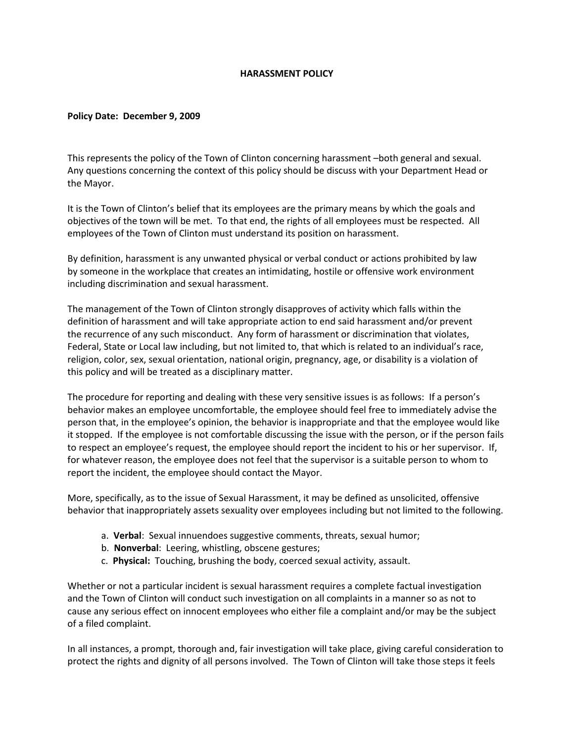# HARASSMENT POLICY

**Policy Date: December 9, 2009**

This represents the policy of the Town of Clinton concerning harassment –both general and sexual. Any questions concerning the context of this policy should be discuss with your Department Head or the Mayor.

It is the Town of Clinton's belief that its employees are the primary means by which the goals and objectives of the town will be met. To that end, the rights of all employees must be respected. All employees of the Town of Clinton must understand its position on harassment.

By definition, harassment is any unwanted physical or verbal conduct or actions prohibited by law by someone in the workplace that creates an intimidating, hostile or offensive work environment including discrimination and sexual harassment.

The management of the Town of Clinton strongly disapproves of activity which falls within the definition of harassment and will take appropriate action to end said harassment and/or prevent the recurrence of any such misconduct. Any form of harassment or discrimination that violates, Federal, State or Local law including, but not limited to, that which is related to an individual's race, religion, color, sex, sexual orientation, national origin, pregnancy, age, or disability is a violation of this policy and will be treated as a disciplinary matter.

The procedure for reporting and dealing with these very sensitive issues is as follows: If a person's behavior makes an employee uncomfortable, the employee should feel free to immediately advise the person that, in the employee's opinion, the behavior is inappropriate and that the employee would like it stopped. If the employee is not comfortable discussing the issue with the person, or if the person fails to respect an employee's request, the employee should report the incident to his or her supervisor. If, for whatever reason, the employee does not feel that the supervisor is a suitable person to whom to report the incident, the employee should contact the Mayor.

More, specifically, as to the issue of Sexual Harassment, it may be defined as unsolicited, offensive behavior that inappropriately assets sexuality over employees including but not limited to the following.

a. **Verbal**: Sexual innuendoes suggestive comments, threats, sexual humor;
b. **Nonverbal**: Leering, whistling, obscene gestures;
c. **Physical:** Touching, brushing the body, coerced sexual activity, assault.

Whether or not a particular incident is sexual harassment requires a complete factual investigation and the Town of Clinton will conduct such investigation on all complaints in a manner so as not to cause any serious effect on innocent employees who either file a complaint and/or may be the subject of a filed complaint.

In all instances, a prompt, thorough and, fair investigation will take place, giving careful consideration to protect the rights and dignity of all persons involved. The Town of Clinton will take those steps it feels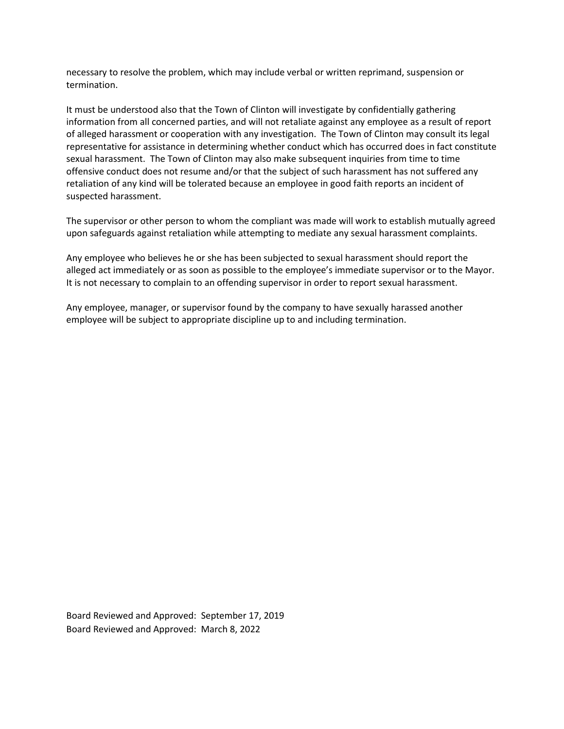necessary to resolve the problem, which may include verbal or written reprimand, suspension or termination.

It must be understood also that the Town of Clinton will investigate by confidentially gathering information from all concerned parties, and will not retaliate against any employee as a result of report of alleged harassment or cooperation with any investigation. The Town of Clinton may consult its legal representative for assistance in determining whether conduct which has occurred does in fact constitute sexual harassment. The Town of Clinton may also make subsequent inquiries from time to time offensive conduct does not resume and/or that the subject of such harassment has not suffered any retaliation of any kind will be tolerated because an employee in good faith reports an incident of suspected harassment.

The supervisor or other person to whom the compliant was made will work to establish mutually agreed upon safeguards against retaliation while attempting to mediate any sexual harassment complaints.

Any employee who believes he or she has been subjected to sexual harassment should report the alleged act immediately or as soon as possible to the employee's immediate supervisor or to the Mayor. It is not necessary to complain to an offending supervisor in order to report sexual harassment.

Any employee, manager, or supervisor found by the company to have sexually harassed another employee will be subject to appropriate discipline up to and including termination.

Board Reviewed and Approved: September 17, 2019
Board Reviewed and Approved: March 8, 2022